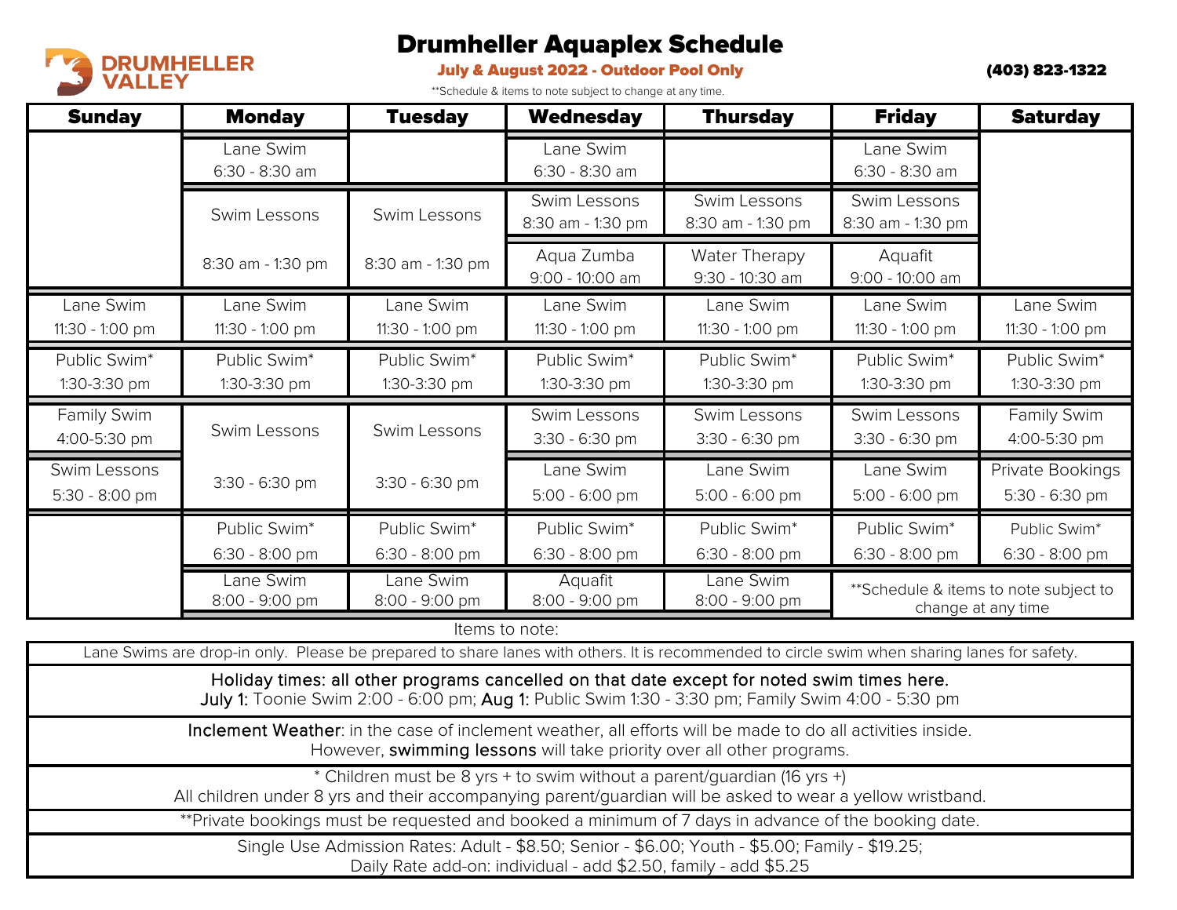DRUMHELLER VALLEY

# Drumheller Aquaplex Schedule

**July & August 2022 - Outdoor Pool Only**

**(403) 823-1322**

**Schedule & items to note subject to change at any time.

| Sunday | Monday | Tuesday | Wednesday | Thursday | Friday | Saturday |
|---|---|---|---|---|---|---|
| | Lane Swim 6:30 - 8:30 am | | Lane Swim 6:30 - 8:30 am | | Lane Swim 6:30 - 8:30 am | |
| | Swim Lessons 8:30 am - 1:30 pm | Swim Lessons 8:30 am - 1:30 pm | Swim Lessons 8:30 am - 1:30 pm | Swim Lessons 8:30 am - 1:30 pm | Swim Lessons 8:30 am - 1:30 pm | |
| | | | Aqua Zumba 9:00 - 10:00 am | Water Therapy 9:30 - 10:30 am | Aquafit 9:00 - 10:00 am | |
| Lane Swim 11:30 - 1:00 pm | Lane Swim 11:30 - 1:00 pm | Lane Swim 11:30 - 1:00 pm | Lane Swim 11:30 - 1:00 pm | Lane Swim 11:30 - 1:00 pm | Lane Swim 11:30 - 1:00 pm | Lane Swim 11:30 - 1:00 pm |
| Public Swim* 1:30-3:30 pm | Public Swim* 1:30-3:30 pm | Public Swim* 1:30-3:30 pm | Public Swim* 1:30-3:30 pm | Public Swim* 1:30-3:30 pm | Public Swim* 1:30-3:30 pm | Public Swim* 1:30-3:30 pm |
| Family Swim 4:00-5:30 pm | Swim Lessons 3:30 - 6:30 pm | Swim Lessons 3:30 - 6:30 pm | Swim Lessons 3:30 - 6:30 pm | Swim Lessons 3:30 - 6:30 pm | Swim Lessons 3:30 - 6:30 pm | Family Swim 4:00-5:30 pm |
| Swim Lessons 5:30 - 8:00 pm | | | Lane Swim 5:00 - 6:00 pm | Lane Swim 5:00 - 6:00 pm | Lane Swim 5:00 - 6:00 pm | Private Bookings 5:30 - 6:30 pm |
| | Public Swim* 6:30 - 8:00 pm | Public Swim* 6:30 - 8:00 pm | Public Swim* 6:30 - 8:00 pm | Public Swim* 6:30 - 8:00 pm | Public Swim* 6:30 - 8:00 pm | Public Swim* 6:30 - 8:00 pm |
| | Lane Swim 8:00 - 9:00 pm | Lane Swim 8:00 - 9:00 pm | Aquafit 8:00 - 9:00 pm | Lane Swim 8:00 - 9:00 pm | **Schedule & items to note subject to change at any time | |

Items to note:

Lane Swims are drop-in only. Please be prepared to share lanes with others. It is recommended to circle swim when sharing lanes for safety.

Holiday times: all other programs cancelled on that date except for noted swim times here.
July 1: Toonie Swim 2:00 - 6:00 pm; Aug 1: Public Swim 1:30 - 3:30 pm; Family Swim 4:00 - 5:30 pm

Inclement Weather: in the case of inclement weather, all efforts will be made to do all activities inside.
However, swimming lessons will take priority over all other programs.

* Children must be 8 yrs + to swim without a parent/guardian (16 yrs +)
All children under 8 yrs and their accompanying parent/guardian will be asked to wear a yellow wristband.

**Private bookings must be requested and booked a minimum of 7 days in advance of the booking date.

Single Use Admission Rates: Adult - $8.50; Senior - $6.00; Youth - $5.00; Family - $19.25;
Daily Rate add-on: individual - add $2.50, family - add $5.25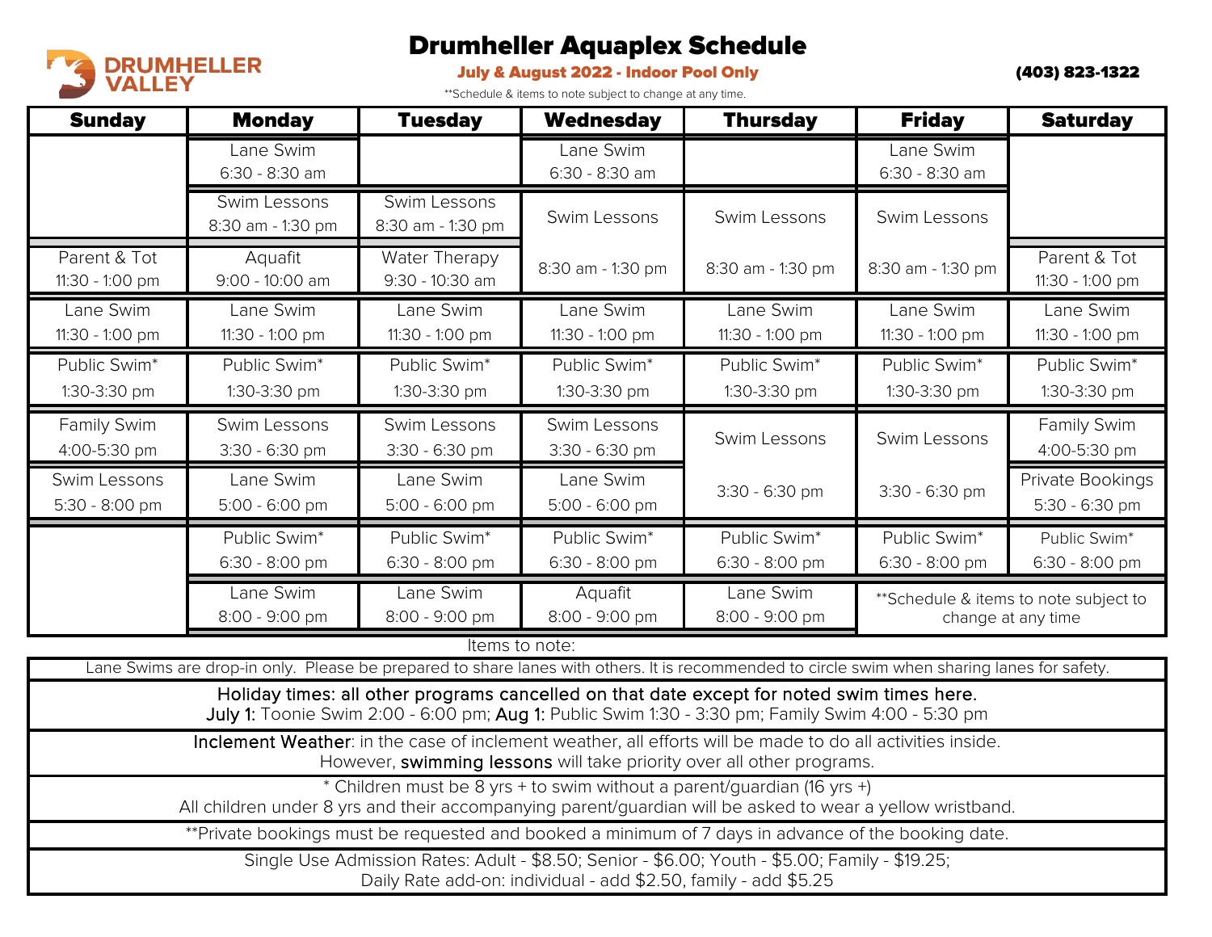# Drumheller Aquaplex Schedule

**July & August 2022 - Indoor Pool Only**

**Schedule & items to note subject to change at any time.

**(403) 823-1322**

| Sunday | Monday | Tuesday | Wednesday | Thursday | Friday | Saturday |
|---|---|---|---|---|---|---|
| | Lane Swim 6:30 - 8:30 am | | Lane Swim 6:30 - 8:30 am | | Lane Swim 6:30 - 8:30 am | |
| | Swim Lessons 8:30 am - 1:30 pm | Swim Lessons 8:30 am - 1:30 pm | Swim Lessons 8:30 am - 1:30 pm | Swim Lessons 8:30 am - 1:30 pm | Swim Lessons 8:30 am - 1:30 pm | |
| Parent & Tot 11:30 - 1:00 pm | Aquafit 9:00 - 10:00 am | Water Therapy 9:30 - 10:30 am | | | | Parent & Tot 11:30 - 1:00 pm |
| Lane Swim 11:30 - 1:00 pm | Lane Swim 11:30 - 1:00 pm | Lane Swim 11:30 - 1:00 pm | Lane Swim 11:30 - 1:00 pm | Lane Swim 11:30 - 1:00 pm | Lane Swim 11:30 - 1:00 pm | Lane Swim 11:30 - 1:00 pm |
| Public Swim* 1:30-3:30 pm | Public Swim* 1:30-3:30 pm | Public Swim* 1:30-3:30 pm | Public Swim* 1:30-3:30 pm | Public Swim* 1:30-3:30 pm | Public Swim* 1:30-3:30 pm | Public Swim* 1:30-3:30 pm |
| Family Swim 4:00-5:30 pm | Swim Lessons 3:30 - 6:30 pm | Swim Lessons 3:30 - 6:30 pm | Swim Lessons 3:30 - 6:30 pm | Swim Lessons 3:30 - 6:30 pm | Swim Lessons 3:30 - 6:30 pm | Family Swim 4:00-5:30 pm |
| Swim Lessons 5:30 - 8:00 pm | Lane Swim 5:00 - 6:00 pm | Lane Swim 5:00 - 6:00 pm | Lane Swim 5:00 - 6:00 pm | | | Private Bookings 5:30 - 6:30 pm |
| | Public Swim* 6:30 - 8:00 pm | Public Swim* 6:30 - 8:00 pm | Public Swim* 6:30 - 8:00 pm | Public Swim* 6:30 - 8:00 pm | Public Swim* 6:30 - 8:00 pm | Public Swim* 6:30 - 8:00 pm |
| | Lane Swim 8:00 - 9:00 pm | Lane Swim 8:00 - 9:00 pm | Aquafit 8:00 - 9:00 pm | Lane Swim 8:00 - 9:00 pm | **Schedule & items to note subject to change at any time | |

Items to note:

Lane Swims are drop-in only. Please be prepared to share lanes with others. It is recommended to circle swim when sharing lanes for safety.

Holiday times: all other programs cancelled on that date except for noted swim times here.
July 1: Toonie Swim 2:00 - 6:00 pm; Aug 1: Public Swim 1:30 - 3:30 pm; Family Swim 4:00 - 5:30 pm

Inclement Weather: in the case of inclement weather, all efforts will be made to do all activities inside.
However, swimming lessons will take priority over all other programs.

* Children must be 8 yrs + to swim without a parent/guardian (16 yrs +)
All children under 8 yrs and their accompanying parent/guardian will be asked to wear a yellow wristband.

**Private bookings must be requested and booked a minimum of 7 days in advance of the booking date.

Single Use Admission Rates: Adult - $8.50; Senior - $6.00; Youth - $5.00; Family - $19.25;
Daily Rate add-on: individual - add $2.50, family - add $5.25